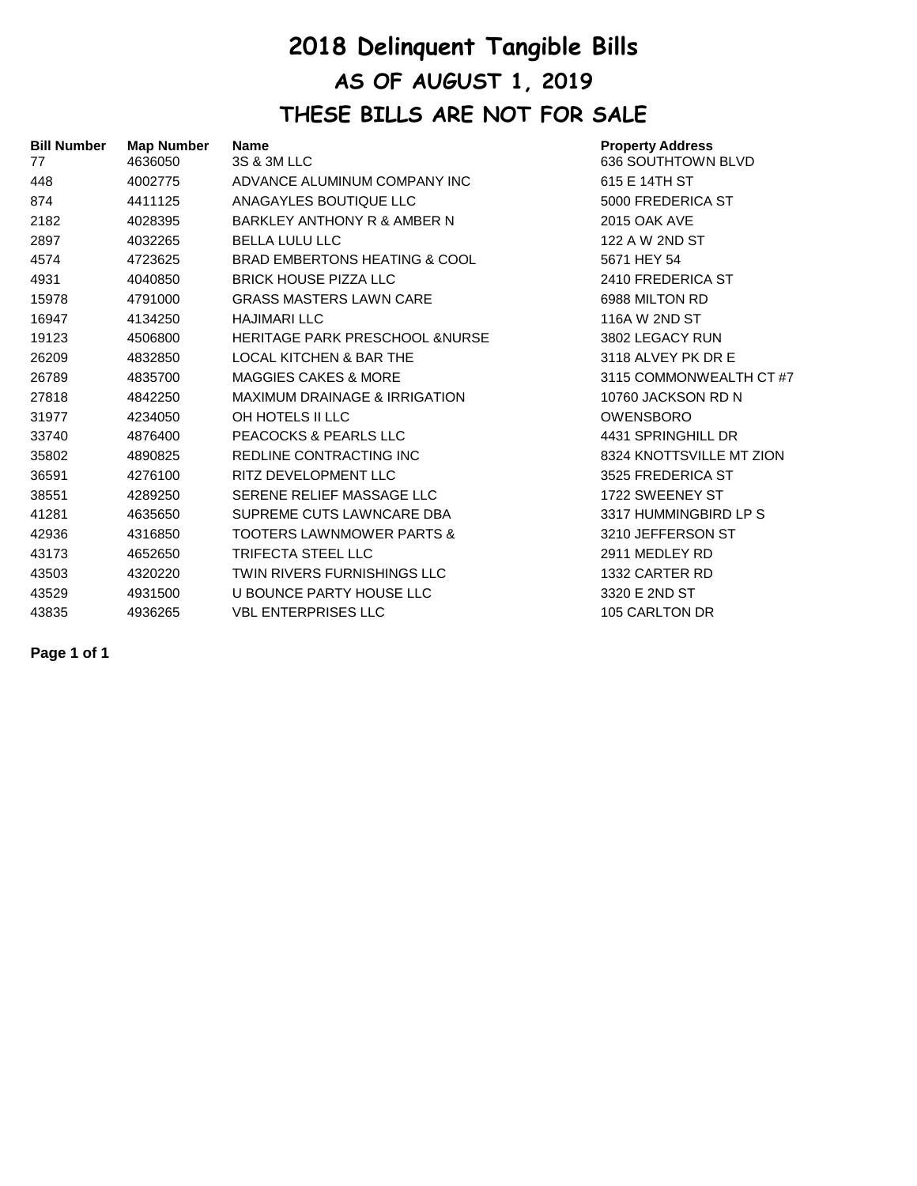# 2018 Delinquent Tangible Bills

## AS OF AUGUST 1, 2019

## THESE BILLS ARE NOT FOR SALE

| Bill Number | Map Number | Name | Property Address |
|---|---|---|---|
| 77 | 4636050 | 3S & 3M LLC | 636 SOUTHTOWN BLVD |
| 448 | 4002775 | ADVANCE ALUMINUM COMPANY INC | 615 E 14TH ST |
| 874 | 4411125 | ANAGAYLES BOUTIQUE LLC | 5000 FREDERICA ST |
| 2182 | 4028395 | BARKLEY ANTHONY R & AMBER N | 2015 OAK AVE |
| 2897 | 4032265 | BELLA LULU LLC | 122 A W 2ND ST |
| 4574 | 4723625 | BRAD EMBERTONS HEATING & COOL | 5671 HEY 54 |
| 4931 | 4040850 | BRICK HOUSE PIZZA LLC | 2410 FREDERICA ST |
| 15978 | 4791000 | GRASS MASTERS LAWN CARE | 6988 MILTON RD |
| 16947 | 4134250 | HAJIMARI LLC | 116A W 2ND ST |
| 19123 | 4506800 | HERITAGE PARK PRESCHOOL &NURSE | 3802 LEGACY RUN |
| 26209 | 4832850 | LOCAL KITCHEN & BAR THE | 3118 ALVEY PK DR E |
| 26789 | 4835700 | MAGGIES CAKES & MORE | 3115 COMMONWEALTH CT #7 |
| 27818 | 4842250 | MAXIMUM DRAINAGE & IRRIGATION | 10760 JACKSON RD N |
| 31977 | 4234050 | OH HOTELS II LLC | OWENSBORO |
| 33740 | 4876400 | PEACOCKS & PEARLS LLC | 4431 SPRINGHILL DR |
| 35802 | 4890825 | REDLINE CONTRACTING INC | 8324 KNOTTSVILLE MT ZION |
| 36591 | 4276100 | RITZ DEVELOPMENT LLC | 3525 FREDERICA ST |
| 38551 | 4289250 | SERENE RELIEF MASSAGE LLC | 1722 SWEENEY ST |
| 41281 | 4635650 | SUPREME CUTS LAWNCARE DBA | 3317 HUMMINGBIRD LP S |
| 42936 | 4316850 | TOOTERS LAWNMOWER PARTS & | 3210 JEFFERSON ST |
| 43173 | 4652650 | TRIFECTA STEEL LLC | 2911 MEDLEY RD |
| 43503 | 4320220 | TWIN RIVERS FURNISHINGS LLC | 1332 CARTER RD |
| 43529 | 4931500 | U BOUNCE PARTY HOUSE LLC | 3320 E 2ND ST |
| 43835 | 4936265 | VBL ENTERPRISES LLC | 105 CARLTON DR |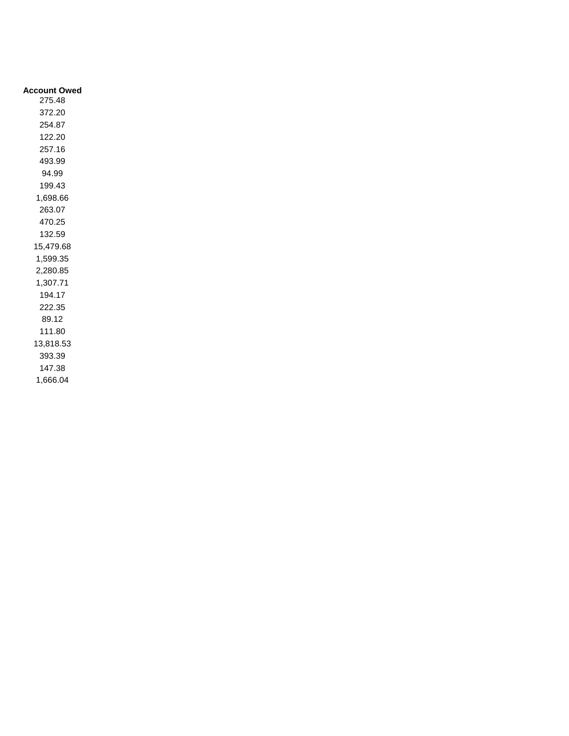| Account Owed |
| --- |
| 275.48 |
| 372.20 |
| 254.87 |
| 122.20 |
| 257.16 |
| 493.99 |
| 94.99 |
| 199.43 |
| 1,698.66 |
| 263.07 |
| 470.25 |
| 132.59 |
| 15,479.68 |
| 1,599.35 |
| 2,280.85 |
| 1,307.71 |
| 194.17 |
| 222.35 |
| 89.12 |
| 111.80 |
| 13,818.53 |
| 393.39 |
| 147.38 |
| 1,666.04 |